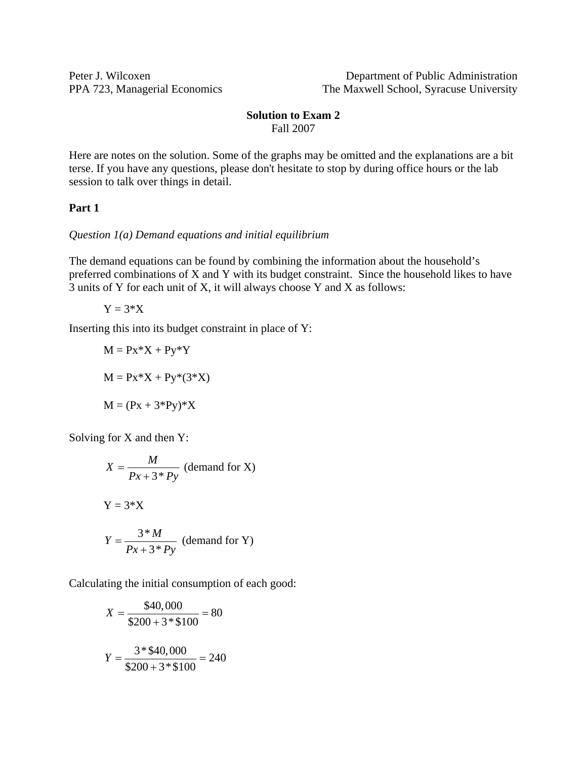Peter J. Wilcoxen
PPA 723, Managerial Economics

Department of Public Administration
The Maxwell School, Syracuse University

# Solution to Exam 2

Fall 2007

Here are notes on the solution. Some of the graphs may be omitted and the explanations are a bit terse. If you have any questions, please don't hesitate to stop by during office hours or the lab session to talk over things in detail.

## Part 1

*Question 1(a) Demand equations and initial equilibrium*

The demand equations can be found by combining the information about the household's preferred combinations of X and Y with its budget constraint. Since the household likes to have 3 units of Y for each unit of X, it will always choose Y and X as follows:

$$Y = 3*X$$

Inserting this into its budget constraint in place of Y:

$$M = Px*X + Py*Y$$

$$M = Px*X + Py*(3*X)$$

$$M = (Px + 3*Py)*X$$

Solving for X and then Y:

$$X = \frac{M}{Px + 3*Py} \text{ (demand for X)}$$

$$Y = 3*X$$

$$Y = \frac{3*M}{Px + 3*Py} \text{ (demand for Y)}$$

Calculating the initial consumption of each good:

$$X = \frac{\$40,000}{\$200 + 3*\$100} = 80$$

$$Y = \frac{3*\$40,000}{\$200 + 3*\$100} = 240$$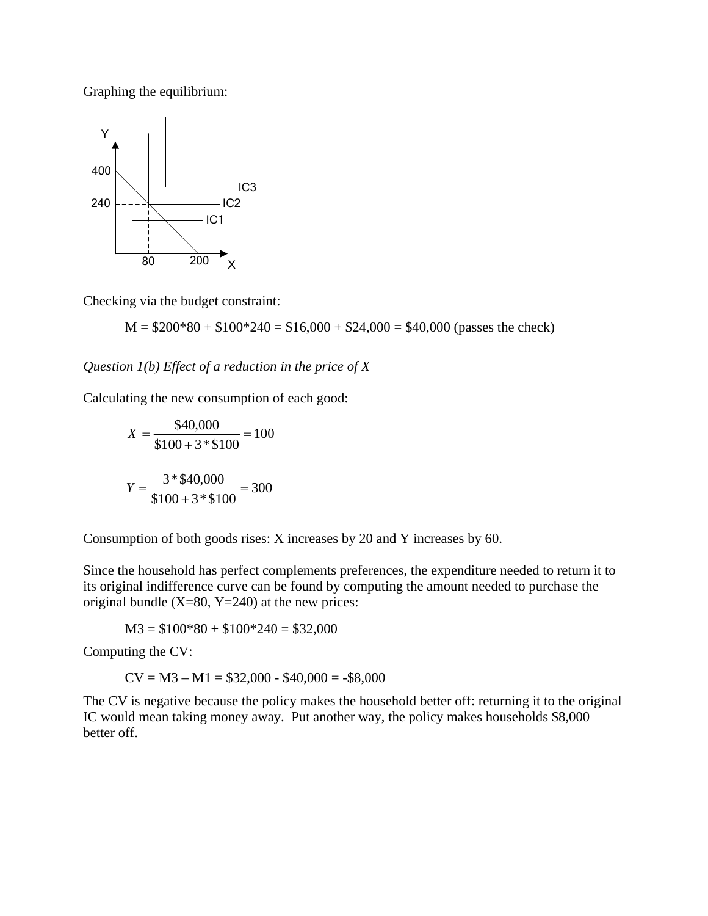Graphing the equilibrium:

Checking via the budget constraint:

M = $200*80 + $100*240 = $16,000 + $24,000 = $40,000 (passes the check)

*Question 1(b) Effect of a reduction in the price of X*

Calculating the new consumption of each good:

$$X = \frac{\$40{,}000}{\$100 + 3 * \$100} = 100$$

$$Y = \frac{3 * \$40{,}000}{\$100 + 3 * \$100} = 300$$

Consumption of both goods rises: X increases by 20 and Y increases by 60.

Since the household has perfect complements preferences, the expenditure needed to return it to its original indifference curve can be found by computing the amount needed to purchase the original bundle (X=80, Y=240) at the new prices:

M3 = $100*80 + $100*240 = $32,000

Computing the CV:

CV = M3 – M1 = $32,000 - $40,000 = -$8,000

The CV is negative because the policy makes the household better off: returning it to the original IC would mean taking money away. Put another way, the policy makes households $8,000 better off.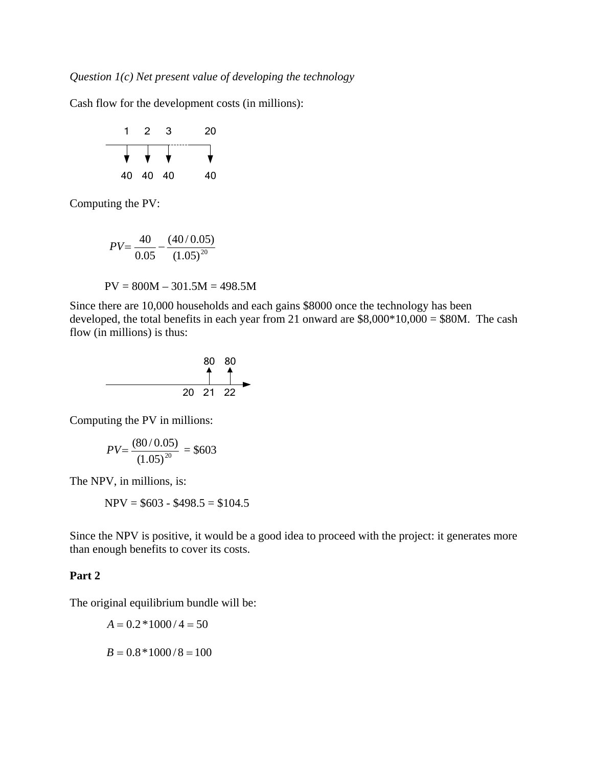*Question 1(c) Net present value of developing the technology*

Cash flow for the development costs (in millions):

```
  1    2    3         20
──┬────┬────┬──------──┬──
  ▼    ▼    ▼          ▼
 40   40   40         40
```

Computing the PV:

$$PV = \frac{40}{0.05} - \frac{(40/0.05)}{(1.05)^{20}}$$

PV = 800M – 301.5M = 498.5M

Since there are 10,000 households and each gains $8000 once the technology has been developed, the total benefits in each year from 21 onward are $8,000*10,000 = $80M. The cash flow (in millions) is thus:

```
                     80   80
                      ▲    ▲
──────────────────────┴────┴──►
                20   21   22
```

Computing the PV in millions:

$$PV = \frac{(80/0.05)}{(1.05)^{20}} = \$603$$

The NPV, in millions, is:

NPV = $603 - $498.5 = $104.5

Since the NPV is positive, it would be a good idea to proceed with the project: it generates more than enough benefits to cover its costs.

**Part 2**

The original equilibrium bundle will be:

$$A = 0.2 * 1000/4 = 50$$

$$B = 0.8 * 1000/8 = 100$$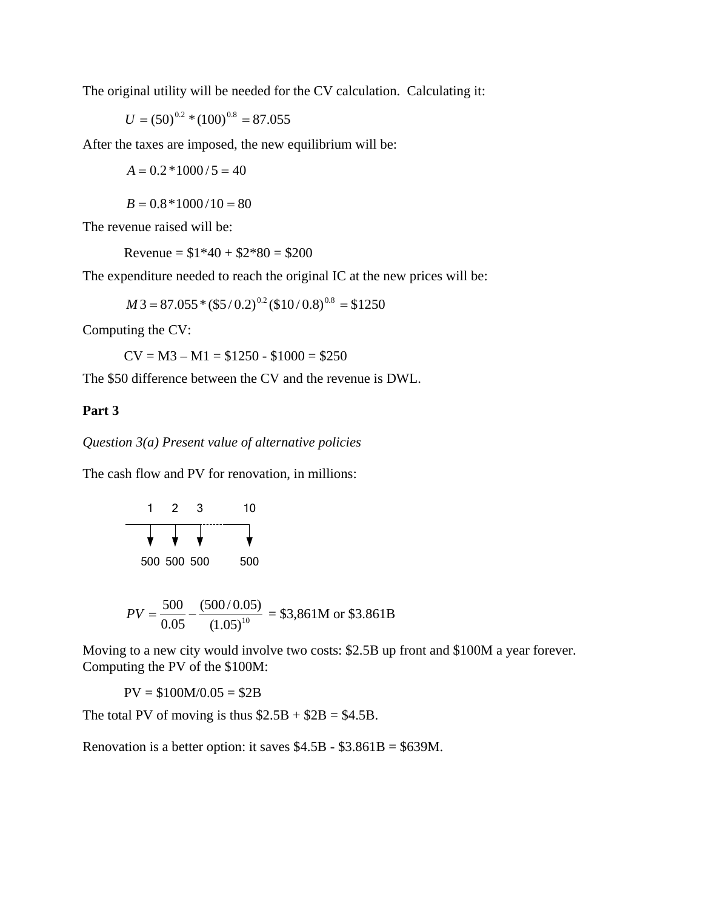The original utility will be needed for the CV calculation. Calculating it:

$$U = (50)^{0.2} * (100)^{0.8} = 87.055$$

After the taxes are imposed, the new equilibrium will be:

$$A = 0.2 * 1000 / 5 = 40$$

$$B = 0.8 * 1000 / 10 = 80$$

The revenue raised will be:

Revenue = $1*40 + $2*80 = $200

The expenditure needed to reach the original IC at the new prices will be:

$$M3 = 87.055 * (\$5/0.2)^{0.2} (\$10/0.8)^{0.8} = \$1250$$

Computing the CV:

CV = M3 – M1 = $1250 - $1000 = $250

The $50 difference between the CV and the revenue is DWL.

**Part 3**

*Question 3(a) Present value of alternative policies*

The cash flow and PV for renovation, in millions:

| 1 | 2 | 3 | ... | 10 |
|---|---|---|---|---|
| 500 | 500 | 500 | | 500 |

$$PV = \frac{500}{0.05} - \frac{(500/0.05)}{(1.05)^{10}} = \$3{,}861\text{M or } \$3.861\text{B}$$

Moving to a new city would involve two costs: $2.5B up front and $100M a year forever. Computing the PV of the $100M:

PV = $100M/0.05 = $2B

The total PV of moving is thus $2.5B + $2B = $4.5B.

Renovation is a better option: it saves $4.5B - $3.861B = $639M.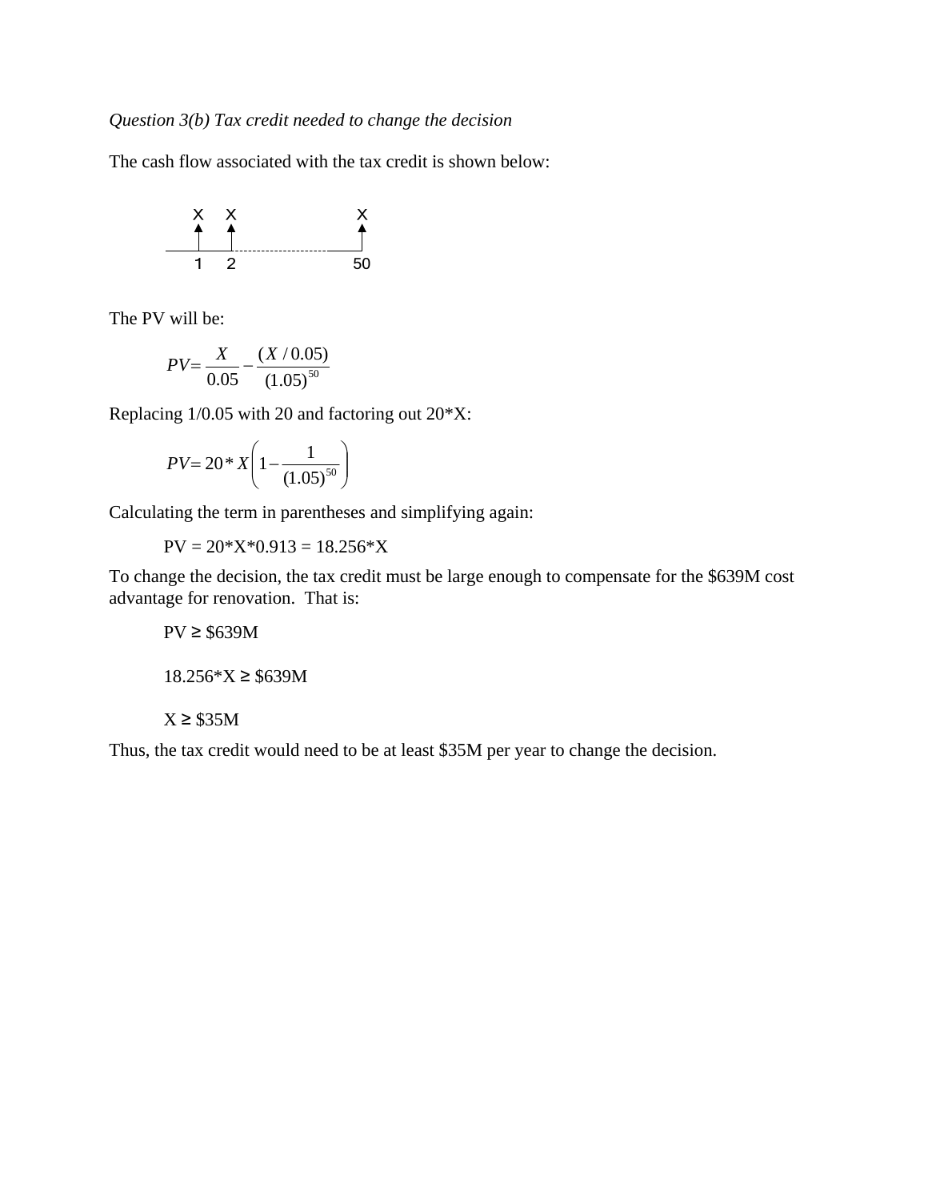*Question 3(b) Tax credit needed to change the decision*

The cash flow associated with the tax credit is shown below:

X X X

1 2 50

The PV will be:

$$PV = \frac{X}{0.05} - \frac{(X/0.05)}{(1.05)^{50}}$$

Replacing 1/0.05 with 20 and factoring out 20*X:

$$PV = 20 * X\left(1 - \frac{1}{(1.05)^{50}}\right)$$

Calculating the term in parentheses and simplifying again:

$$PV = 20*X*0.913 = 18.256*X$$

To change the decision, the tax credit must be large enough to compensate for the $639M cost advantage for renovation. That is:

$$PV \geq \$639M$$

$$18.256*X \geq \$639M$$

$$X \geq \$35M$$

Thus, the tax credit would need to be at least $35M per year to change the decision.